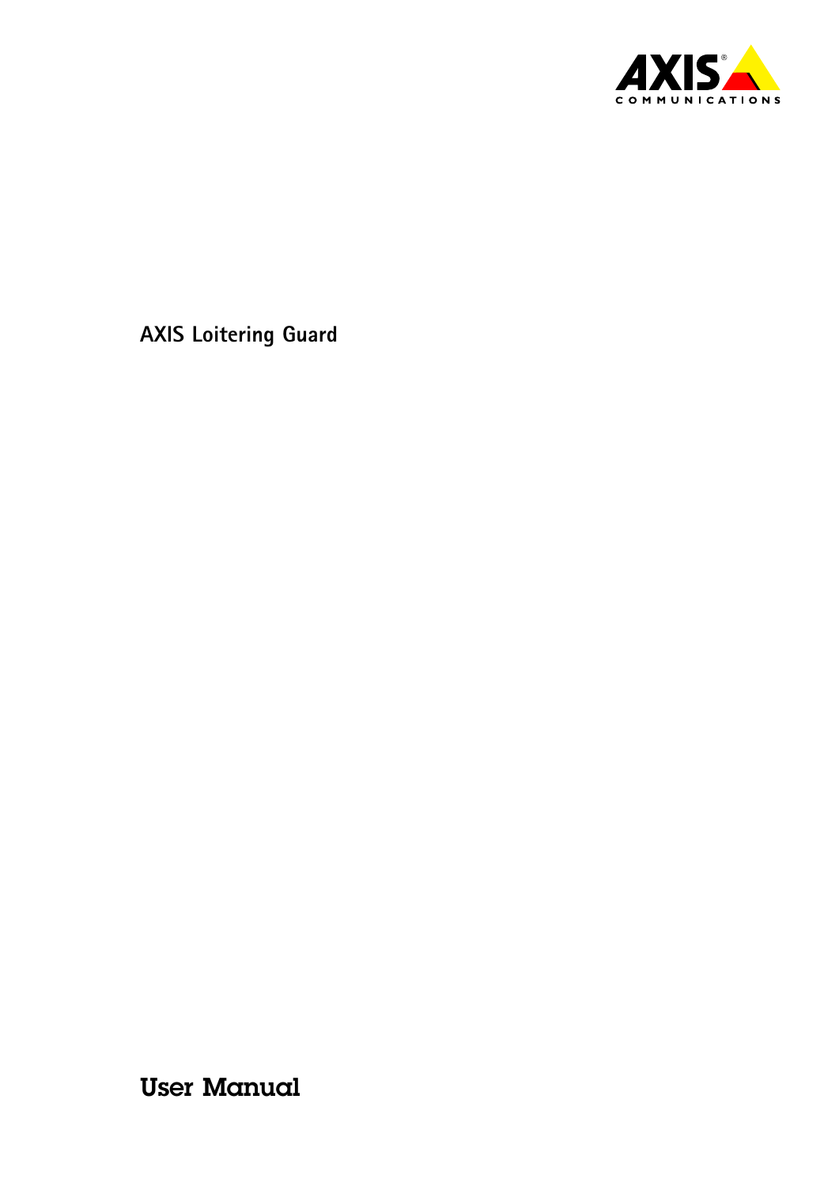# AXIS Loitering Guard

## User Manual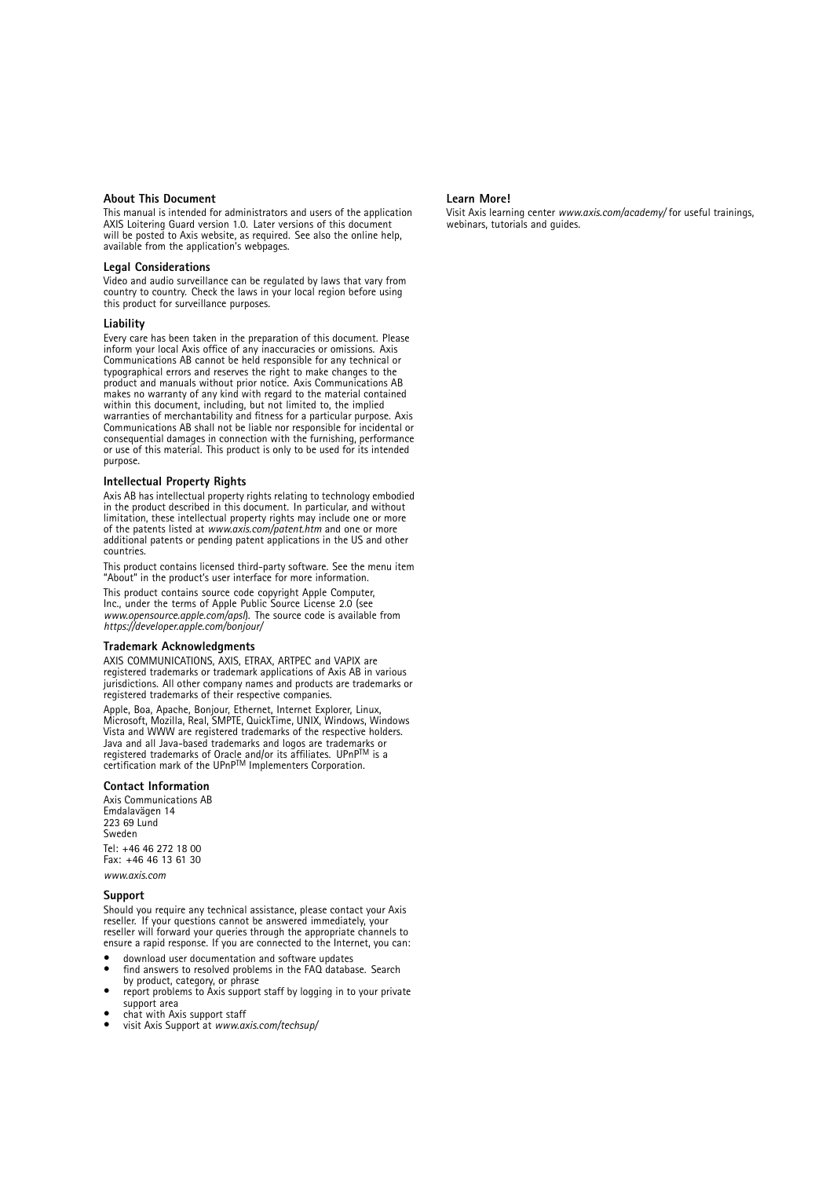## About This Document

This manual is intended for administrators and users of the application AXIS Loitering Guard version 1.0. Later versions of this document will be posted to Axis website, as required. See also the online help, available from the application's webpages.

## Legal Considerations

Video and audio surveillance can be regulated by laws that vary from country to country. Check the laws in your local region before using this product for surveillance purposes.

## Liability

Every care has been taken in the preparation of this document. Please inform your local Axis office of any inaccuracies or omissions. Axis Communications AB cannot be held responsible for any technical or typographical errors and reserves the right to make changes to the product and manuals without prior notice. Axis Communications AB makes no warranty of any kind with regard to the material contained within this document, including, but not limited to, the implied warranties of merchantability and fitness for a particular purpose. Axis Communications AB shall not be liable nor responsible for incidental or consequential damages in connection with the furnishing, performance or use of this material. This product is only to be used for its intended purpose.

## Intellectual Property Rights

Axis AB has intellectual property rights relating to technology embodied in the product described in this document. In particular, and without limitation, these intellectual property rights may include one or more of the patents listed at *www.axis.com/patent.htm* and one or more additional patents or pending patent applications in the US and other countries.

This product contains licensed third-party software. See the menu item "About" in the product's user interface for more information.

This product contains source code copyright Apple Computer, Inc., under the terms of Apple Public Source License 2.0 (see *www.opensource.apple.com/apsl*). The source code is available from *https://developer.apple.com/bonjour/*

## Trademark Acknowledgments

AXIS COMMUNICATIONS, AXIS, ETRAX, ARTPEC and VAPIX are registered trademarks or trademark applications of Axis AB in various jurisdictions. All other company names and products are trademarks or registered trademarks of their respective companies.

Apple, Boa, Apache, Bonjour, Ethernet, Internet Explorer, Linux, Microsoft, Mozilla, Real, SMPTE, QuickTime, UNIX, Windows, Windows Vista and WWW are registered trademarks of the respective holders. Java and all Java-based trademarks and logos are trademarks or registered trademarks of Oracle and/or its affiliates. UPnP™ is a certification mark of the UPnP™ Implementers Corporation.

## Contact Information

Axis Communications AB
Emdalavägen 14
223 69 Lund
Sweden

Tel: +46 46 272 18 00
Fax: +46 46 13 61 30

*www.axis.com*

## Support

Should you require any technical assistance, please contact your Axis reseller. If your questions cannot be answered immediately, your reseller will forward your queries through the appropriate channels to ensure a rapid response. If you are connected to the Internet, you can:

- download user documentation and software updates
- find answers to resolved problems in the FAQ database. Search by product, category, or phrase
- report problems to Axis support staff by logging in to your private support area
- chat with Axis support staff
- visit Axis Support at *www.axis.com/techsup/*

## Learn More!

Visit Axis learning center *www.axis.com/academy/* for useful trainings, webinars, tutorials and guides.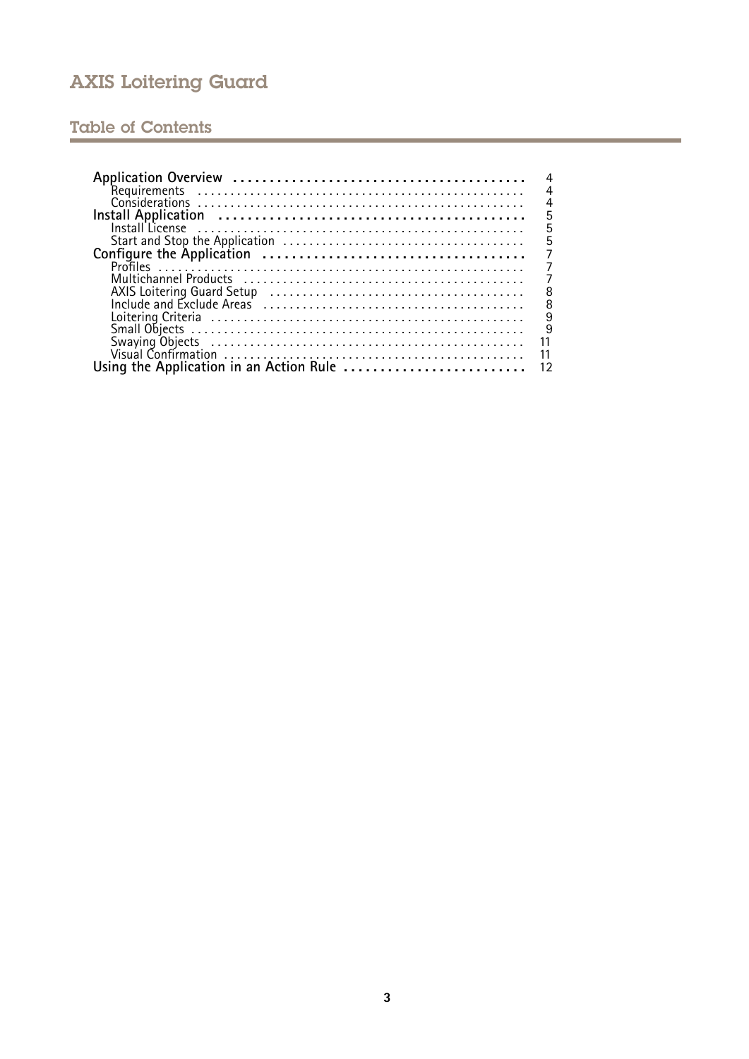# AXIS Loitering Guard

## Table of Contents

- **Application Overview** ..... 4
  - Requirements ..... 4
  - Considerations ..... 4
- **Install Application** ..... 5
  - Install License ..... 5
  - Start and Stop the Application ..... 5
- **Configure the Application** ..... 7
  - Profiles ..... 7
  - Multichannel Products ..... 7
  - AXIS Loitering Guard Setup ..... 8
  - Include and Exclude Areas ..... 8
  - Loitering Criteria ..... 9
  - Small Objects ..... 9
  - Swaying Objects ..... 11
  - Visual Confirmation ..... 11
- **Using the Application in an Action Rule** ..... 12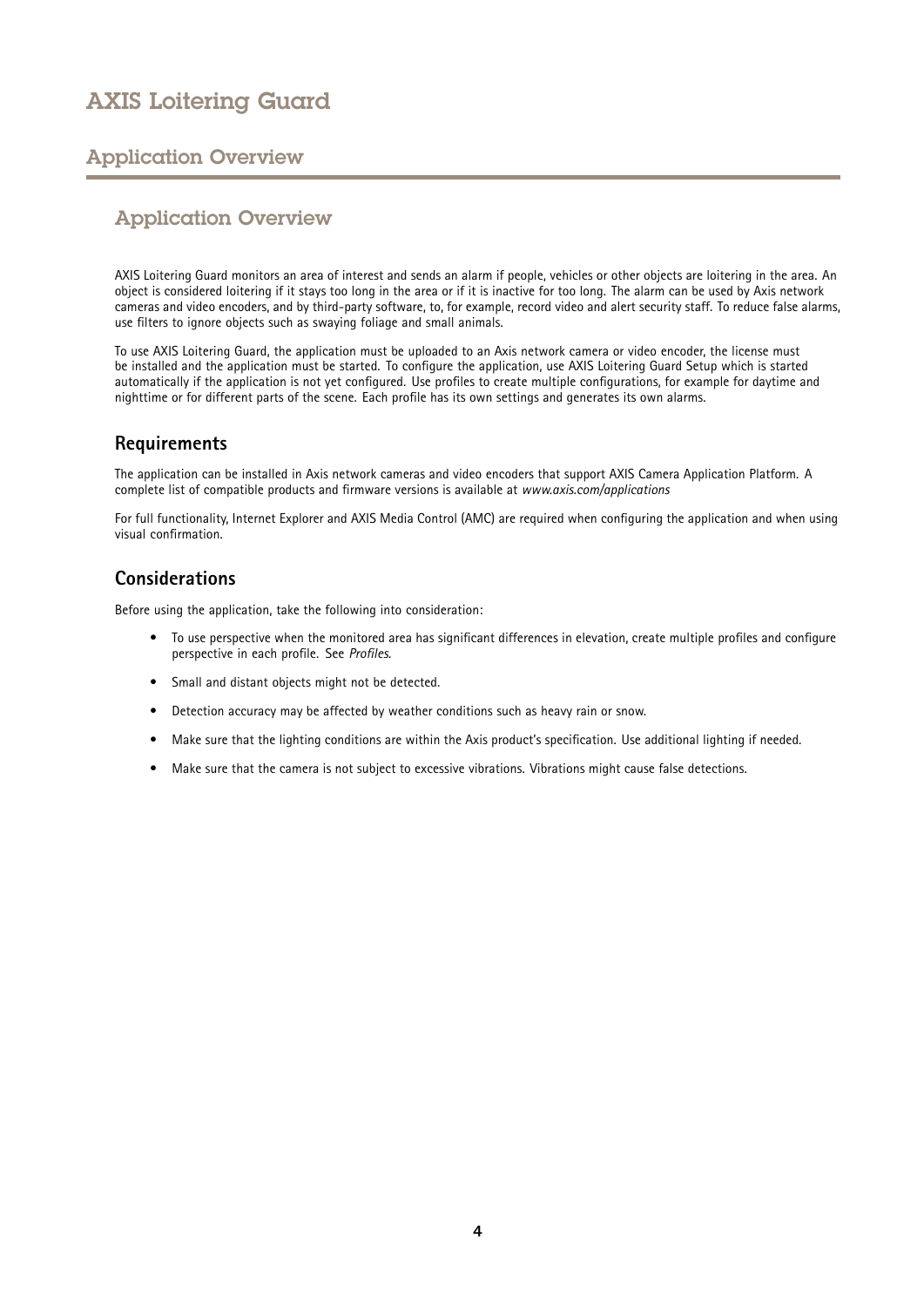## Application Overview

AXIS Loitering Guard monitors an area of interest and sends an alarm if people, vehicles or other objects are loitering in the area. An object is considered loitering if it stays too long in the area or if it is inactive for too long. The alarm can be used by Axis network cameras and video encoders, and by third-party software, to, for example, record video and alert security staff. To reduce false alarms, use filters to ignore objects such as swaying foliage and small animals.

To use AXIS Loitering Guard, the application must be uploaded to an Axis network camera or video encoder, the license must be installed and the application must be started. To configure the application, use AXIS Loitering Guard Setup which is started automatically if the application is not yet configured. Use profiles to create multiple configurations, for example for daytime and nighttime or for different parts of the scene. Each profile has its own settings and generates its own alarms.

### Requirements

The application can be installed in Axis network cameras and video encoders that support AXIS Camera Application Platform. A complete list of compatible products and firmware versions is available at *www.axis.com/applications*

For full functionality, Internet Explorer and AXIS Media Control (AMC) are required when configuring the application and when using visual confirmation.

### Considerations

Before using the application, take the following into consideration:

- To use perspective when the monitored area has significant differences in elevation, create multiple profiles and configure perspective in each profile. See *Profiles*.
- Small and distant objects might not be detected.
- Detection accuracy may be affected by weather conditions such as heavy rain or snow.
- Make sure that the lighting conditions are within the Axis product's specification. Use additional lighting if needed.
- Make sure that the camera is not subject to excessive vibrations. Vibrations might cause false detections.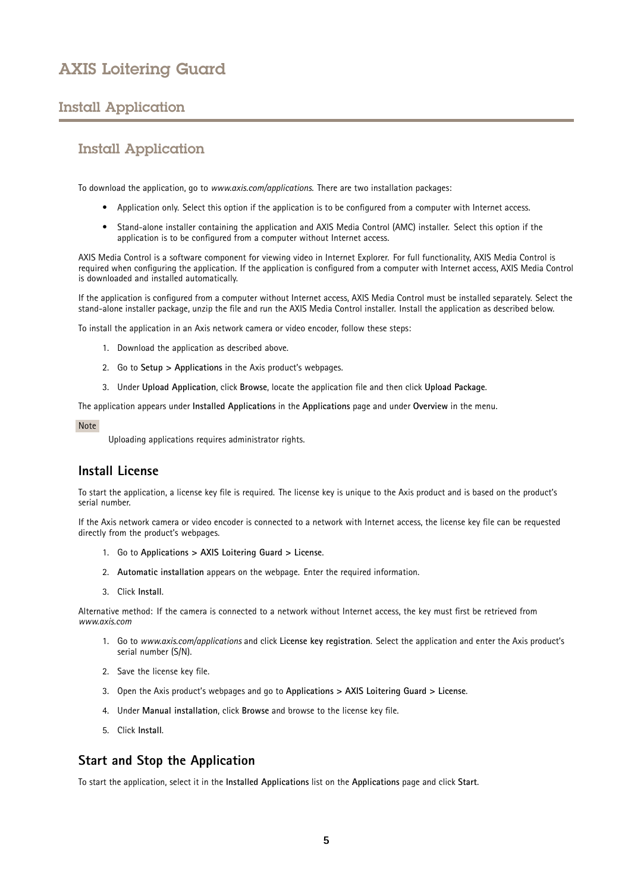## Install Application

To download the application, go to *www.axis.com/applications*. There are two installation packages:

- Application only. Select this option if the application is to be configured from a computer with Internet access.
- Stand-alone installer containing the application and AXIS Media Control (AMC) installer. Select this option if the application is to be configured from a computer without Internet access.

AXIS Media Control is a software component for viewing video in Internet Explorer. For full functionality, AXIS Media Control is required when configuring the application. If the application is configured from a computer with Internet access, AXIS Media Control is downloaded and installed automatically.

If the application is configured from a computer without Internet access, AXIS Media Control must be installed separately. Select the stand-alone installer package, unzip the file and run the AXIS Media Control installer. Install the application as described below.

To install the application in an Axis network camera or video encoder, follow these steps:

1. Download the application as described above.
2. Go to **Setup > Applications** in the Axis product's webpages.
3. Under **Upload Application**, click **Browse**, locate the application file and then click **Upload Package**.

The application appears under **Installed Applications** in the **Applications** page and under **Overview** in the menu.

**Note**

Uploading applications requires administrator rights.

### Install License

To start the application, a license key file is required. The license key is unique to the Axis product and is based on the product's serial number.

If the Axis network camera or video encoder is connected to a network with Internet access, the license key file can be requested directly from the product's webpages.

1. Go to **Applications > AXIS Loitering Guard > License**.
2. **Automatic installation** appears on the webpage. Enter the required information.
3. Click **Install**.

Alternative method: If the camera is connected to a network without Internet access, the key must first be retrieved from *www.axis.com*

1. Go to *www.axis.com/applications* and click **License key registration**. Select the application and enter the Axis product's serial number (S/N).
2. Save the license key file.
3. Open the Axis product's webpages and go to **Applications > AXIS Loitering Guard > License**.
4. Under **Manual installation**, click **Browse** and browse to the license key file.
5. Click **Install**.

### Start and Stop the Application

To start the application, select it in the **Installed Applications** list on the **Applications** page and click **Start**.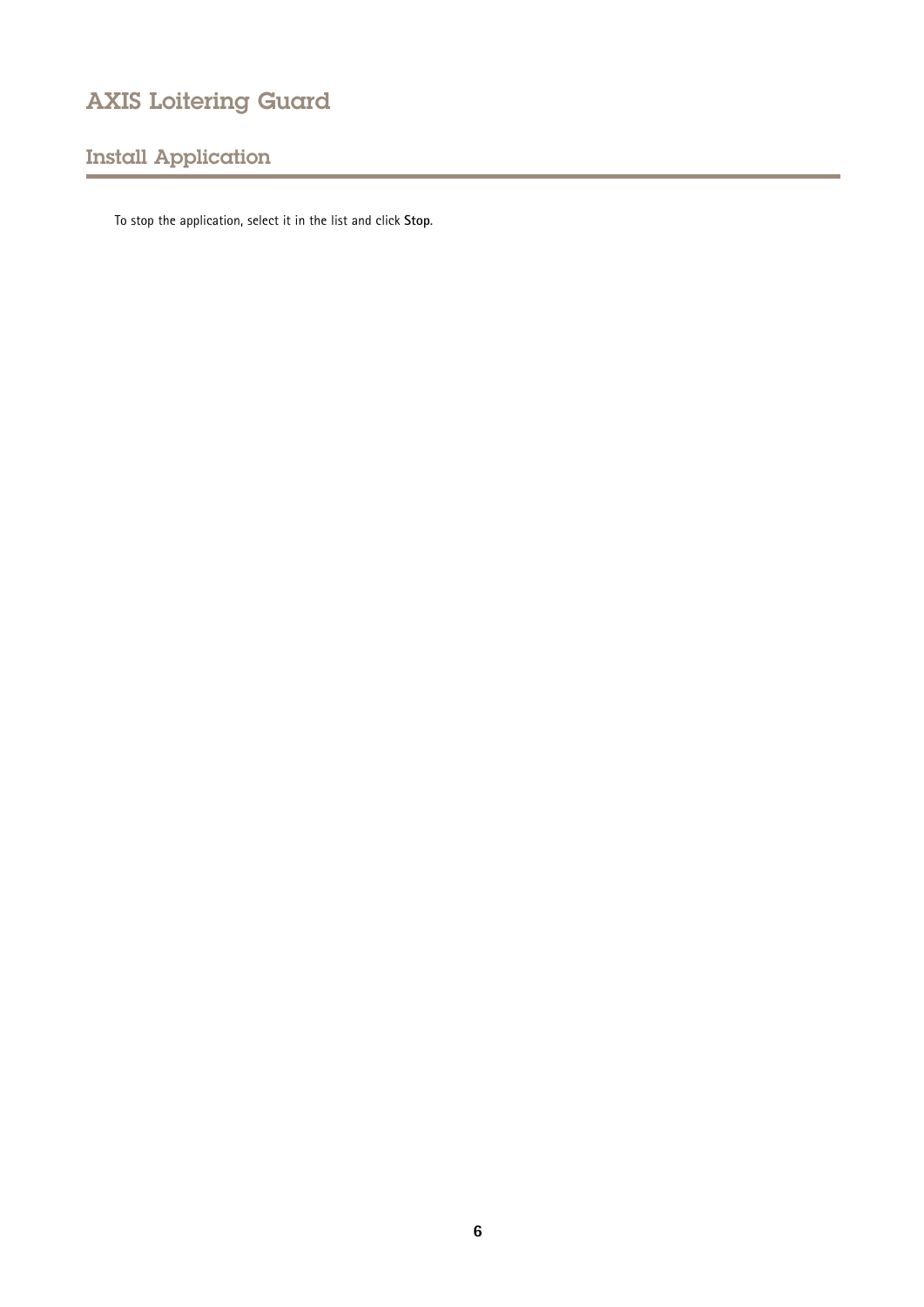## Install Application

To stop the application, select it in the list and click **Stop**.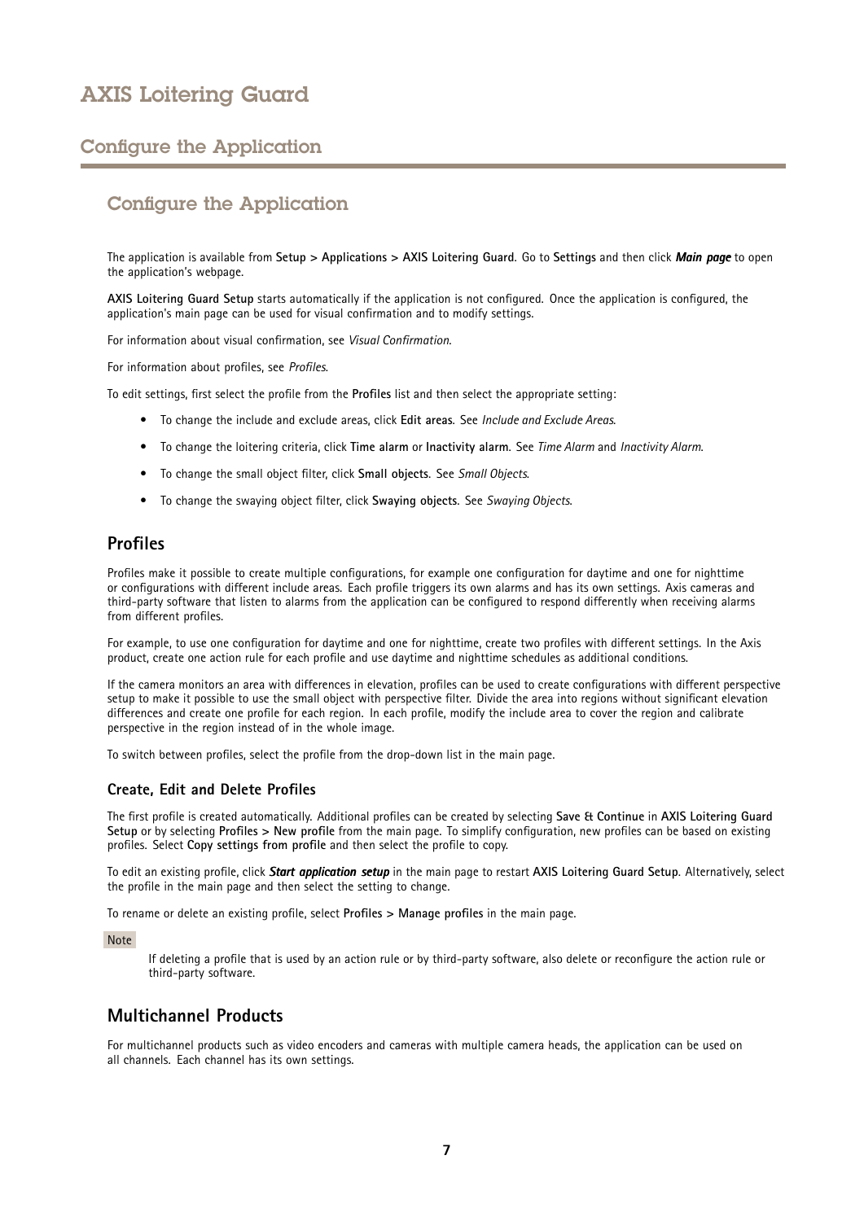## Configure the Application

The application is available from **Setup > Applications > AXIS Loitering Guard**. Go to **Settings** and then click ***Main page*** to open the application's webpage.

**AXIS Loitering Guard Setup** starts automatically if the application is not configured. Once the application is configured, the application's main page can be used for visual confirmation and to modify settings.

For information about visual confirmation, see *Visual Confirmation*.

For information about profiles, see *Profiles*.

To edit settings, first select the profile from the **Profiles** list and then select the appropriate setting:

- To change the include and exclude areas, click **Edit areas**. See *Include and Exclude Areas*.
- To change the loitering criteria, click **Time alarm** or **Inactivity alarm**. See *Time Alarm* and *Inactivity Alarm*.
- To change the small object filter, click **Small objects**. See *Small Objects*.
- To change the swaying object filter, click **Swaying objects**. See *Swaying Objects*.

### Profiles

Profiles make it possible to create multiple configurations, for example one configuration for daytime and one for nighttime or configurations with different include areas. Each profile triggers its own alarms and has its own settings. Axis cameras and third-party software that listen to alarms from the application can be configured to respond differently when receiving alarms from different profiles.

For example, to use one configuration for daytime and one for nighttime, create two profiles with different settings. In the Axis product, create one action rule for each profile and use daytime and nighttime schedules as additional conditions.

If the camera monitors an area with differences in elevation, profiles can be used to create configurations with different perspective setup to make it possible to use the small object with perspective filter. Divide the area into regions without significant elevation differences and create one profile for each region. In each profile, modify the include area to cover the region and calibrate perspective in the region instead of in the whole image.

To switch between profiles, select the profile from the drop-down list in the main page.

#### Create, Edit and Delete Profiles

The first profile is created automatically. Additional profiles can be created by selecting **Save & Continue** in **AXIS Loitering Guard Setup** or by selecting **Profiles > New profile** from the main page. To simplify configuration, new profiles can be based on existing profiles. Select **Copy settings from profile** and then select the profile to copy.

To edit an existing profile, click ***Start application setup*** in the main page to restart **AXIS Loitering Guard Setup**. Alternatively, select the profile in the main page and then select the setting to change.

To rename or delete an existing profile, select **Profiles > Manage profiles** in the main page.

Note

If deleting a profile that is used by an action rule or by third-party software, also delete or reconfigure the action rule or third-party software.

### Multichannel Products

For multichannel products such as video encoders and cameras with multiple camera heads, the application can be used on all channels. Each channel has its own settings.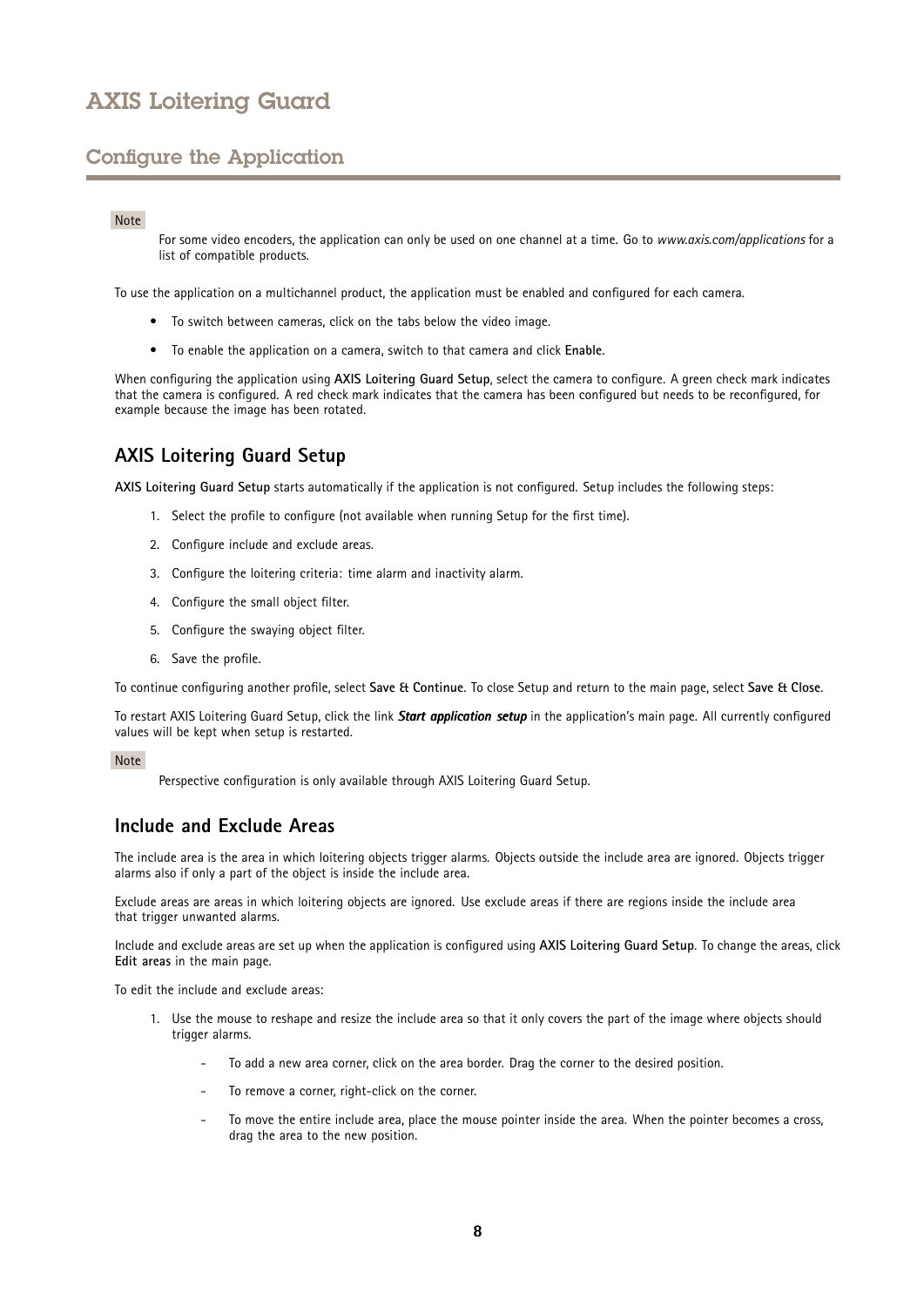# AXIS Loitering Guard

## Configure the Application

Note

For some video encoders, the application can only be used on one channel at a time. Go to *www.axis.com/applications* for a list of compatible products.

To use the application on a multichannel product, the application must be enabled and configured for each camera.

- To switch between cameras, click on the tabs below the video image.
- To enable the application on a camera, switch to that camera and click **Enable**.

When configuring the application using **AXIS Loitering Guard Setup**, select the camera to configure. A green check mark indicates that the camera is configured. A red check mark indicates that the camera has been configured but needs to be reconfigured, for example because the image has been rotated.

### AXIS Loitering Guard Setup

**AXIS Loitering Guard Setup** starts automatically if the application is not configured. Setup includes the following steps:

1. Select the profile to configure (not available when running Setup for the first time).
2. Configure include and exclude areas.
3. Configure the loitering criteria: time alarm and inactivity alarm.
4. Configure the small object filter.
5. Configure the swaying object filter.
6. Save the profile.

To continue configuring another profile, select **Save & Continue**. To close Setup and return to the main page, select **Save & Close**.

To restart AXIS Loitering Guard Setup, click the link ***Start application setup*** in the application's main page. All currently configured values will be kept when setup is restarted.

Note

Perspective configuration is only available through AXIS Loitering Guard Setup.

### Include and Exclude Areas

The include area is the area in which loitering objects trigger alarms. Objects outside the include area are ignored. Objects trigger alarms also if only a part of the object is inside the include area.

Exclude areas are areas in which loitering objects are ignored. Use exclude areas if there are regions inside the include area that trigger unwanted alarms.

Include and exclude areas are set up when the application is configured using **AXIS Loitering Guard Setup**. To change the areas, click **Edit areas** in the main page.

To edit the include and exclude areas:

1. Use the mouse to reshape and resize the include area so that it only covers the part of the image where objects should trigger alarms.
   - To add a new area corner, click on the area border. Drag the corner to the desired position.
   - To remove a corner, right-click on the corner.
   - To move the entire include area, place the mouse pointer inside the area. When the pointer becomes a cross, drag the area to the new position.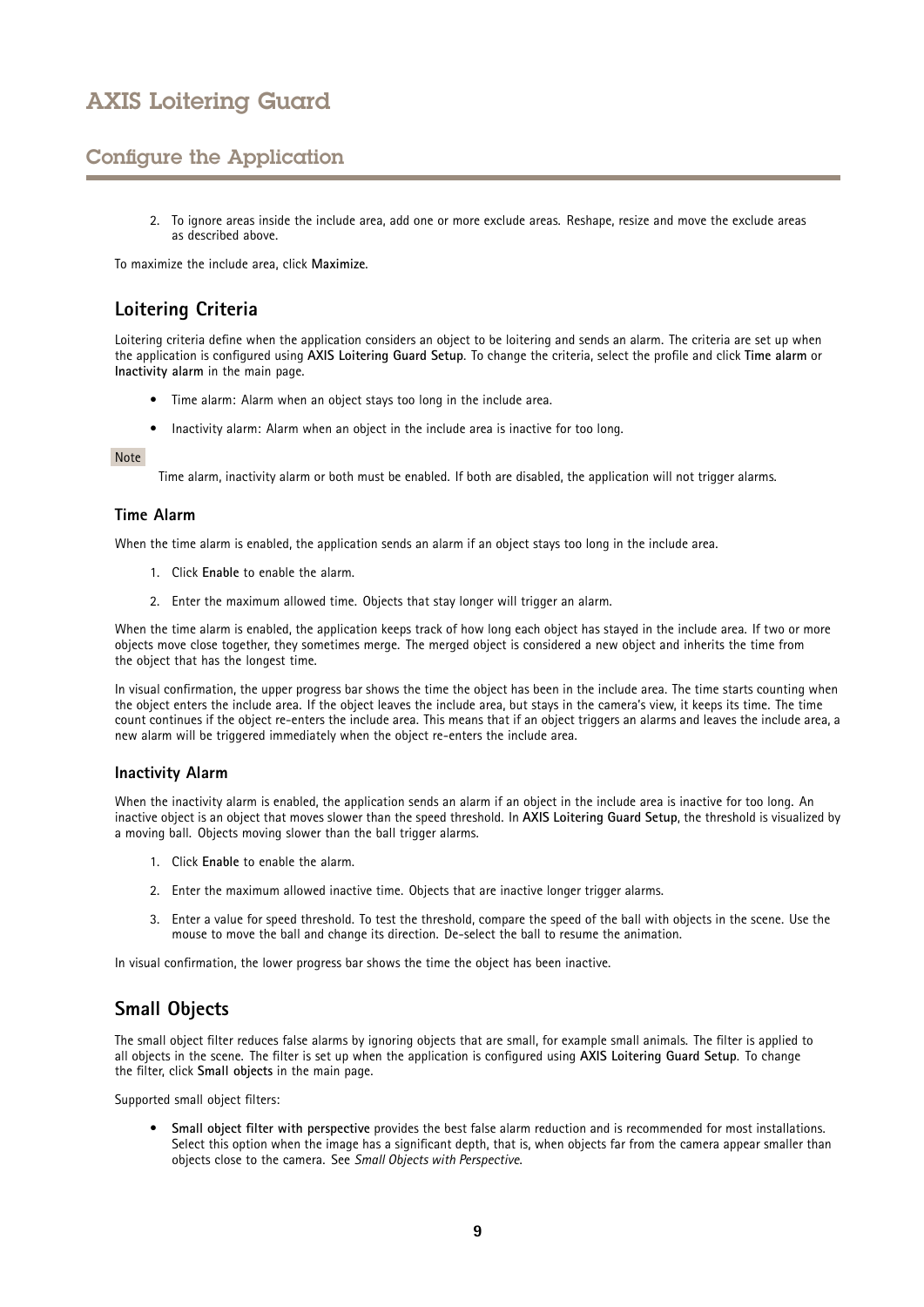2. To ignore areas inside the include area, add one or more exclude areas. Reshape, resize and move the exclude areas as described above.

To maximize the include area, click **Maximize**.

## Loitering Criteria

Loitering criteria define when the application considers an object to be loitering and sends an alarm. The criteria are set up when the application is configured using **AXIS Loitering Guard Setup**. To change the criteria, select the profile and click **Time alarm** or **Inactivity alarm** in the main page.

- Time alarm: Alarm when an object stays too long in the include area.
- Inactivity alarm: Alarm when an object in the include area is inactive for too long.

Note

Time alarm, inactivity alarm or both must be enabled. If both are disabled, the application will not trigger alarms.

### Time Alarm

When the time alarm is enabled, the application sends an alarm if an object stays too long in the include area.

1. Click **Enable** to enable the alarm.
2. Enter the maximum allowed time. Objects that stay longer will trigger an alarm.

When the time alarm is enabled, the application keeps track of how long each object has stayed in the include area. If two or more objects move close together, they sometimes merge. The merged object is considered a new object and inherits the time from the object that has the longest time.

In visual confirmation, the upper progress bar shows the time the object has been in the include area. The time starts counting when the object enters the include area. If the object leaves the include area, but stays in the camera's view, it keeps its time. The time count continues if the object re-enters the include area. This means that if an object triggers an alarms and leaves the include area, a new alarm will be triggered immediately when the object re-enters the include area.

### Inactivity Alarm

When the inactivity alarm is enabled, the application sends an alarm if an object in the include area is inactive for too long. An inactive object is an object that moves slower than the speed threshold. In **AXIS Loitering Guard Setup**, the threshold is visualized by a moving ball. Objects moving slower than the ball trigger alarms.

1. Click **Enable** to enable the alarm.
2. Enter the maximum allowed inactive time. Objects that are inactive longer trigger alarms.
3. Enter a value for speed threshold. To test the threshold, compare the speed of the ball with objects in the scene. Use the mouse to move the ball and change its direction. De-select the ball to resume the animation.

In visual confirmation, the lower progress bar shows the time the object has been inactive.

## Small Objects

The small object filter reduces false alarms by ignoring objects that are small, for example small animals. The filter is applied to all objects in the scene. The filter is set up when the application is configured using **AXIS Loitering Guard Setup**. To change the filter, click **Small objects** in the main page.

Supported small object filters:

- **Small object filter with perspective** provides the best false alarm reduction and is recommended for most installations. Select this option when the image has a significant depth, that is, when objects far from the camera appear smaller than objects close to the camera. See *Small Objects with Perspective*.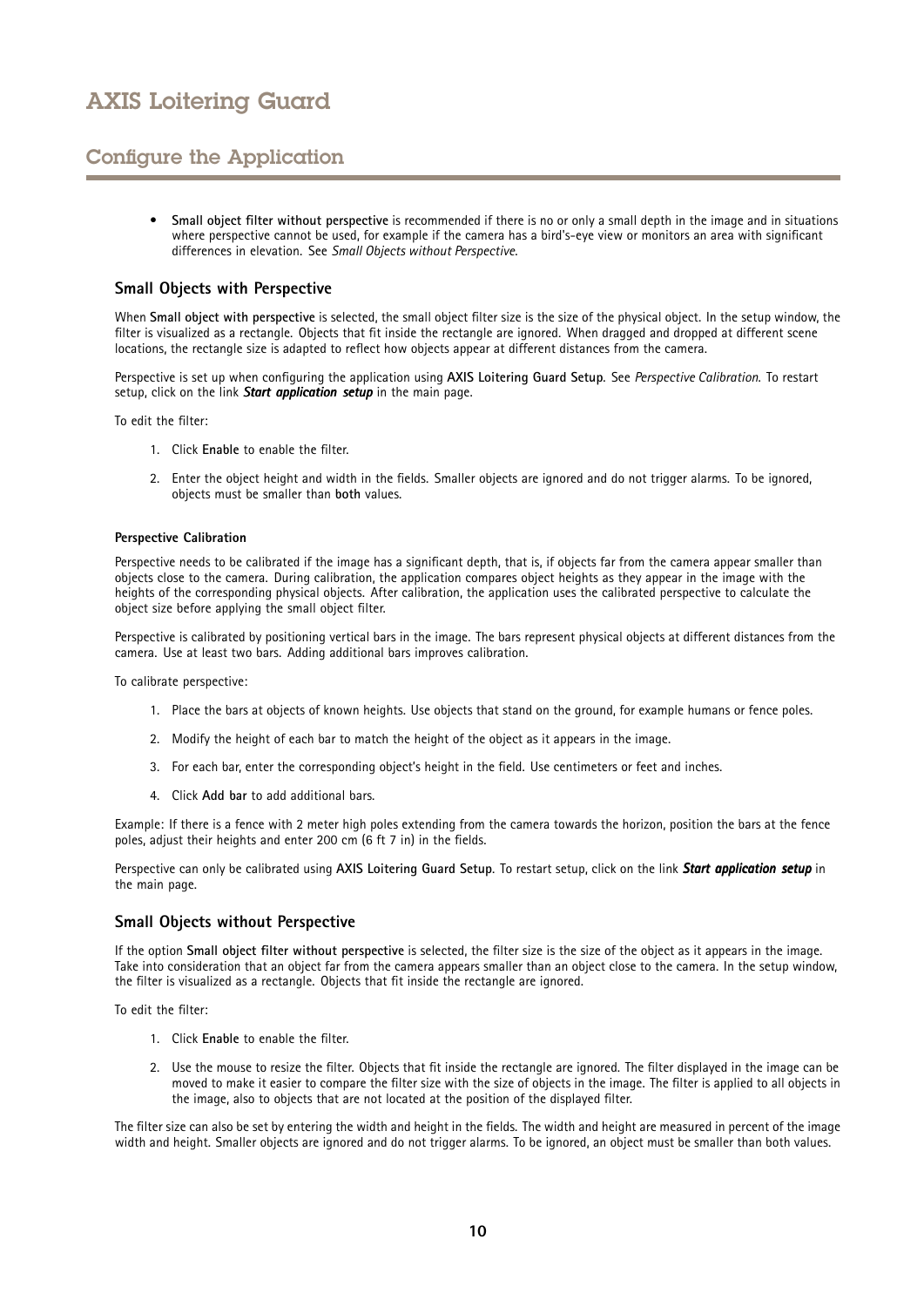- **Small object filter without perspective** is recommended if there is no or only a small depth in the image and in situations where perspective cannot be used, for example if the camera has a bird's-eye view or monitors an area with significant differences in elevation. See *Small Objects without Perspective*.

### Small Objects with Perspective

When **Small object with perspective** is selected, the small object filter size is the size of the physical object. In the setup window, the filter is visualized as a rectangle. Objects that fit inside the rectangle are ignored. When dragged and dropped at different scene locations, the rectangle size is adapted to reflect how objects appear at different distances from the camera.

Perspective is set up when configuring the application using **AXIS Loitering Guard Setup**. See *Perspective Calibration*. To restart setup, click on the link ***Start application setup*** in the main page.

To edit the filter:

1. Click **Enable** to enable the filter.
2. Enter the object height and width in the fields. Smaller objects are ignored and do not trigger alarms. To be ignored, objects must be smaller than **both** values.

#### Perspective Calibration

Perspective needs to be calibrated if the image has a significant depth, that is, if objects far from the camera appear smaller than objects close to the camera. During calibration, the application compares object heights as they appear in the image with the heights of the corresponding physical objects. After calibration, the application uses the calibrated perspective to calculate the object size before applying the small object filter.

Perspective is calibrated by positioning vertical bars in the image. The bars represent physical objects at different distances from the camera. Use at least two bars. Adding additional bars improves calibration.

To calibrate perspective:

1. Place the bars at objects of known heights. Use objects that stand on the ground, for example humans or fence poles.
2. Modify the height of each bar to match the height of the object as it appears in the image.
3. For each bar, enter the corresponding object's height in the field. Use centimeters or feet and inches.
4. Click **Add bar** to add additional bars.

Example: If there is a fence with 2 meter high poles extending from the camera towards the horizon, position the bars at the fence poles, adjust their heights and enter 200 cm (6 ft 7 in) in the fields.

Perspective can only be calibrated using **AXIS Loitering Guard Setup**. To restart setup, click on the link ***Start application setup*** in the main page.

### Small Objects without Perspective

If the option **Small object filter without perspective** is selected, the filter size is the size of the object as it appears in the image. Take into consideration that an object far from the camera appears smaller than an object close to the camera. In the setup window, the filter is visualized as a rectangle. Objects that fit inside the rectangle are ignored.

To edit the filter:

1. Click **Enable** to enable the filter.
2. Use the mouse to resize the filter. Objects that fit inside the rectangle are ignored. The filter displayed in the image can be moved to make it easier to compare the filter size with the size of objects in the image. The filter is applied to all objects in the image, also to objects that are not located at the position of the displayed filter.

The filter size can also be set by entering the width and height in the fields. The width and height are measured in percent of the image width and height. Smaller objects are ignored and do not trigger alarms. To be ignored, an object must be smaller than both values.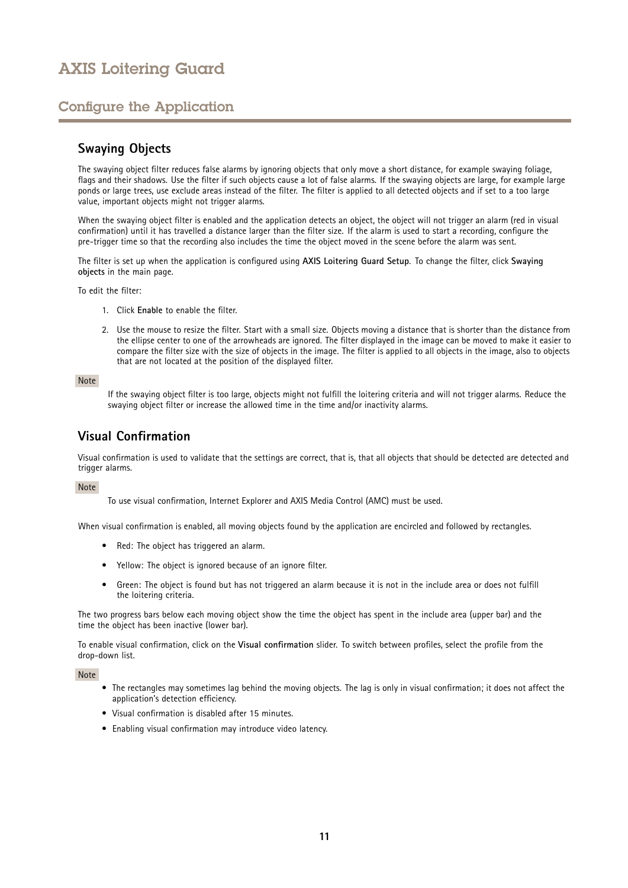## Swaying Objects

The swaying object filter reduces false alarms by ignoring objects that only move a short distance, for example swaying foliage, flags and their shadows. Use the filter if such objects cause a lot of false alarms. If the swaying objects are large, for example large ponds or large trees, use exclude areas instead of the filter. The filter is applied to all detected objects and if set to a too large value, important objects might not trigger alarms.

When the swaying object filter is enabled and the application detects an object, the object will not trigger an alarm (red in visual confirmation) until it has travelled a distance larger than the filter size. If the alarm is used to start a recording, configure the pre-trigger time so that the recording also includes the time the object moved in the scene before the alarm was sent.

The filter is set up when the application is configured using **AXIS Loitering Guard Setup**. To change the filter, click **Swaying objects** in the main page.

To edit the filter:

1. Click **Enable** to enable the filter.
2. Use the mouse to resize the filter. Start with a small size. Objects moving a distance that is shorter than the distance from the ellipse center to one of the arrowheads are ignored. The filter displayed in the image can be moved to make it easier to compare the filter size with the size of objects in the image. The filter is applied to all objects in the image, also to objects that are not located at the position of the displayed filter.

Note

If the swaying object filter is too large, objects might not fulfill the loitering criteria and will not trigger alarms. Reduce the swaying object filter or increase the allowed time in the time and/or inactivity alarms.

## Visual Confirmation

Visual confirmation is used to validate that the settings are correct, that is, that all objects that should be detected are detected and trigger alarms.

Note

To use visual confirmation, Internet Explorer and AXIS Media Control (AMC) must be used.

When visual confirmation is enabled, all moving objects found by the application are encircled and followed by rectangles.

- Red: The object has triggered an alarm.
- Yellow: The object is ignored because of an ignore filter.
- Green: The object is found but has not triggered an alarm because it is not in the include area or does not fulfill the loitering criteria.

The two progress bars below each moving object show the time the object has spent in the include area (upper bar) and the time the object has been inactive (lower bar).

To enable visual confirmation, click on the **Visual confirmation** slider. To switch between profiles, select the profile from the drop-down list.

Note

- The rectangles may sometimes lag behind the moving objects. The lag is only in visual confirmation; it does not affect the application's detection efficiency.
- Visual confirmation is disabled after 15 minutes.
- Enabling visual confirmation may introduce video latency.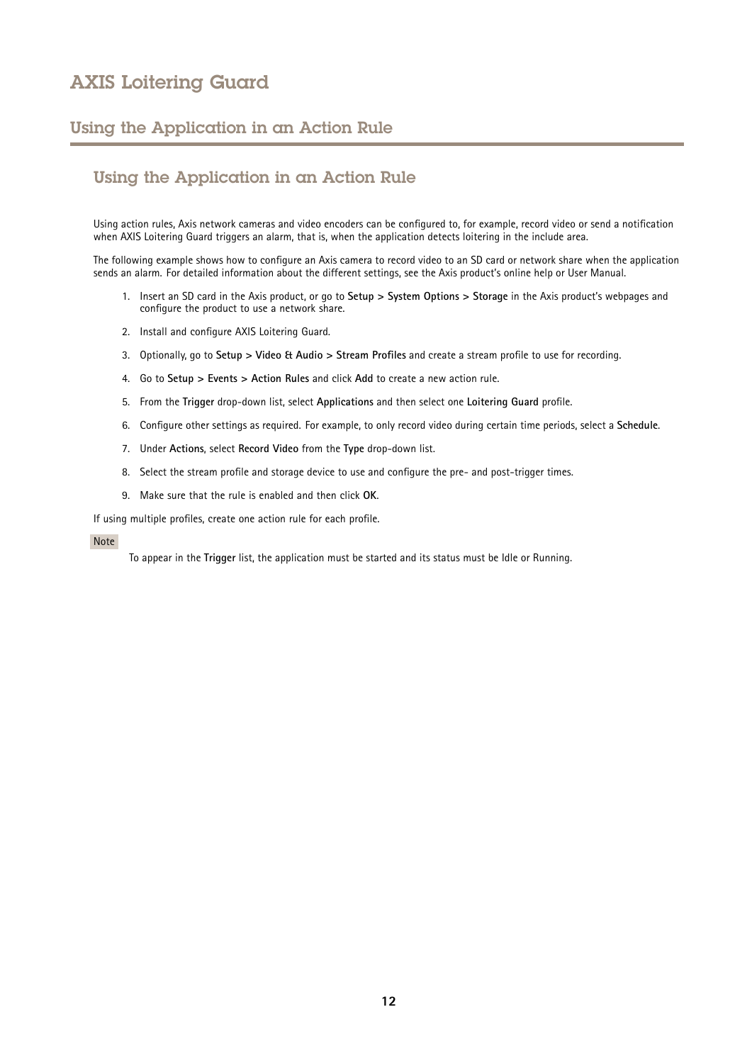# Using the Application in an Action Rule

## Using the Application in an Action Rule

Using action rules, Axis network cameras and video encoders can be configured to, for example, record video or send a notification when AXIS Loitering Guard triggers an alarm, that is, when the application detects loitering in the include area.

The following example shows how to configure an Axis camera to record video to an SD card or network share when the application sends an alarm. For detailed information about the different settings, see the Axis product's online help or User Manual.

1. Insert an SD card in the Axis product, or go to **Setup > System Options > Storage** in the Axis product's webpages and configure the product to use a network share.
2. Install and configure AXIS Loitering Guard.
3. Optionally, go to **Setup > Video & Audio > Stream Profiles** and create a stream profile to use for recording.
4. Go to **Setup > Events > Action Rules** and click **Add** to create a new action rule.
5. From the **Trigger** drop-down list, select **Applications** and then select one **Loitering Guard** profile.
6. Configure other settings as required. For example, to only record video during certain time periods, select a **Schedule**.
7. Under **Actions**, select **Record Video** from the **Type** drop-down list.
8. Select the stream profile and storage device to use and configure the pre- and post-trigger times.
9. Make sure that the rule is enabled and then click **OK**.

If using multiple profiles, create one action rule for each profile.

Note

To appear in the **Trigger** list, the application must be started and its status must be Idle or Running.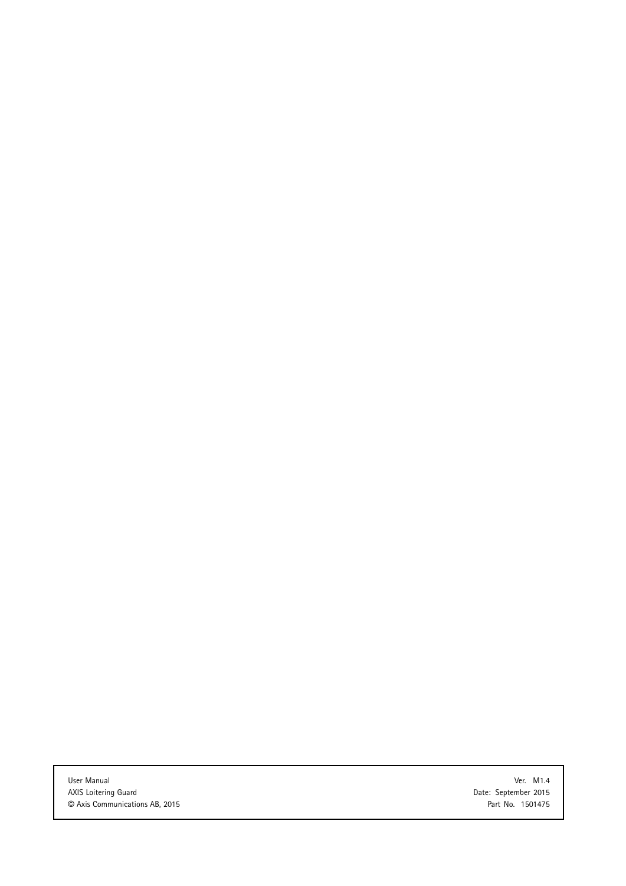User Manual
AXIS Loitering Guard
© Axis Communications AB, 2015

Ver. M1.4
Date: September 2015
Part No. 1501475